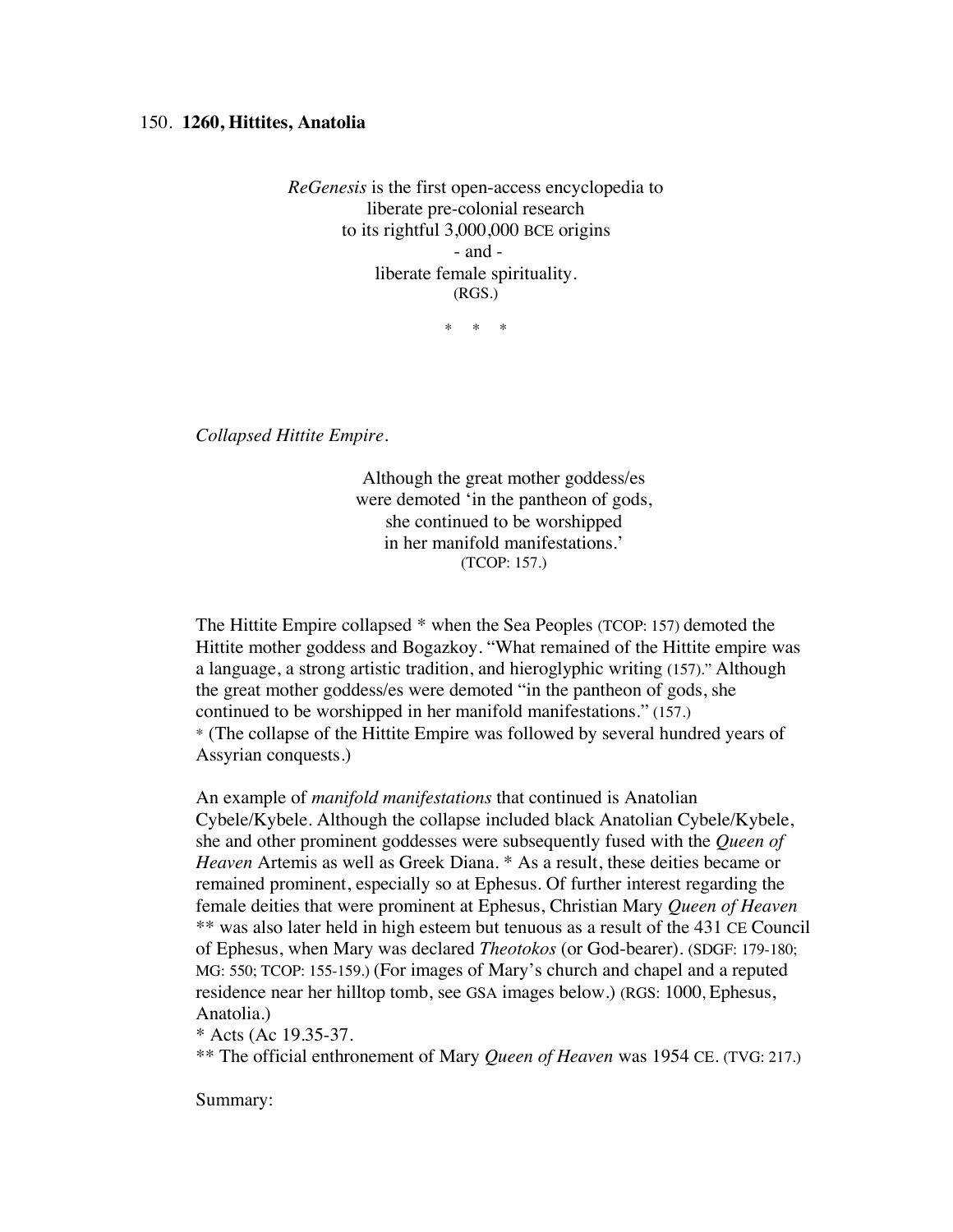150. **1260, Hittites, Anatolia**

*ReGenesis* is the first open-access encyclopedia to
liberate pre-colonial research
to its rightful 3,000,000 BCE origins
- and -
liberate female spirituality.
(RGS.)

\* \* \*

*Collapsed Hittite Empire.*

Although the great mother goddess/es
were demoted 'in the pantheon of gods,
she continued to be worshipped
in her manifold manifestations.'
(TCOP: 157.)

The Hittite Empire collapsed * when the Sea Peoples (TCOP: 157) demoted the Hittite mother goddess and Bogazkoy. "What remained of the Hittite empire was a language, a strong artistic tradition, and hieroglyphic writing (157)." Although the great mother goddess/es were demoted "in the pantheon of gods, she continued to be worshipped in her manifold manifestations." (157.)
\* (The collapse of the Hittite Empire was followed by several hundred years of Assyrian conquests.)

An example of *manifold manifestations* that continued is Anatolian Cybele/Kybele. Although the collapse included black Anatolian Cybele/Kybele, she and other prominent goddesses were subsequently fused with the *Queen of Heaven* Artemis as well as Greek Diana. * As a result, these deities became or remained prominent, especially so at Ephesus. Of further interest regarding the female deities that were prominent at Ephesus, Christian Mary *Queen of Heaven* ** was also later held in high esteem but tenuous as a result of the 431 CE Council of Ephesus, when Mary was declared *Theotokos* (or God-bearer). (SDGF: 179-180; MG: 550; TCOP: 155-159.) (For images of Mary's church and chapel and a reputed residence near her hilltop tomb, see GSA images below.) (RGS: 1000, Ephesus, Anatolia.)
\* Acts (Ac 19.35-37.
\** The official enthronement of Mary *Queen of Heaven* was 1954 CE. (TVG: 217.)

Summary: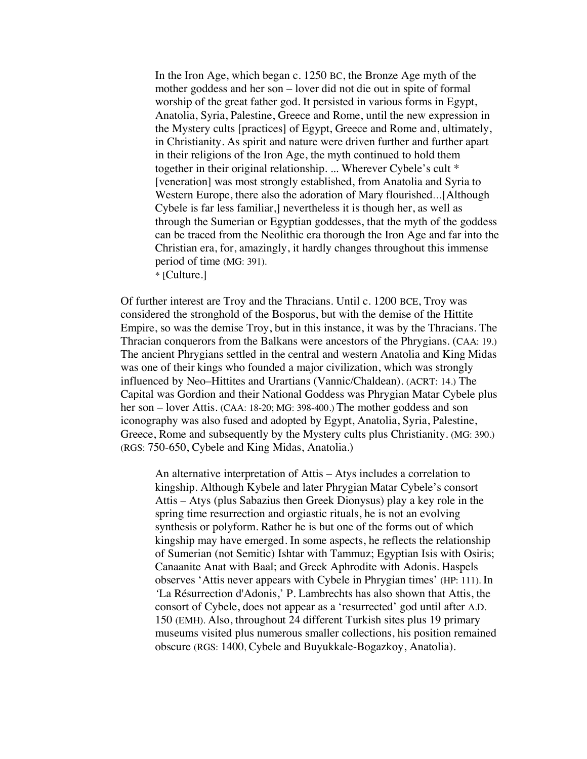> In the Iron Age, which began c. 1250 BC, the Bronze Age myth of the mother goddess and her son – lover did not die out in spite of formal worship of the great father god. It persisted in various forms in Egypt, Anatolia, Syria, Palestine, Greece and Rome, until the new expression in the Mystery cults [practices] of Egypt, Greece and Rome and, ultimately, in Christianity. As spirit and nature were driven further and further apart in their religions of the Iron Age, the myth continued to hold them together in their original relationship. ... Wherever Cybele's cult * [veneration] was most strongly established, from Anatolia and Syria to Western Europe, there also the adoration of Mary flourished…[Although Cybele is far less familiar,] nevertheless it is though her, as well as through the Sumerian or Egyptian goddesses, that the myth of the goddess can be traced from the Neolithic era thorough the Iron Age and far into the Christian era, for, amazingly, it hardly changes throughout this immense period of time (MG: 391).
> * [Culture.]

Of further interest are Troy and the Thracians. Until c. 1200 BCE, Troy was considered the stronghold of the Bosporus, but with the demise of the Hittite Empire, so was the demise Troy, but in this instance, it was by the Thracians. The Thracian conquerors from the Balkans were ancestors of the Phrygians. (CAA: 19.) The ancient Phrygians settled in the central and western Anatolia and King Midas was one of their kings who founded a major civilization, which was strongly influenced by Neo–Hittites and Urartians (Vannic/Chaldean). (ACRT: 14.) The Capital was Gordion and their National Goddess was Phrygian Matar Cybele plus her son – lover Attis. (CAA: 18-20; MG: 398-400.) The mother goddess and son iconography was also fused and adopted by Egypt, Anatolia, Syria, Palestine, Greece, Rome and subsequently by the Mystery cults plus Christianity. (MG: 390.) (RGS: 750-650, Cybele and King Midas, Anatolia.)

> An alternative interpretation of Attis – Atys includes a correlation to kingship. Although Kybele and later Phrygian Matar Cybele's consort Attis – Atys (plus Sabazius then Greek Dionysus) play a key role in the spring time resurrection and orgiastic rituals, he is not an evolving synthesis or polyform. Rather he is but one of the forms out of which kingship may have emerged. In some aspects, he reflects the relationship of Sumerian (not Semitic) Ishtar with Tammuz; Egyptian Isis with Osiris; Canaanite Anat with Baal; and Greek Aphrodite with Adonis. Haspels observes 'Attis never appears with Cybele in Phrygian times' (HP: 111). In 'La Résurrection d'Adonis,' P. Lambrechts has also shown that Attis, the consort of Cybele, does not appear as a 'resurrected' god until after A.D. 150 (EMH). Also, throughout 24 different Turkish sites plus 19 primary museums visited plus numerous smaller collections, his position remained obscure (RGS: 1400, Cybele and Buyukkale-Bogazkoy, Anatolia).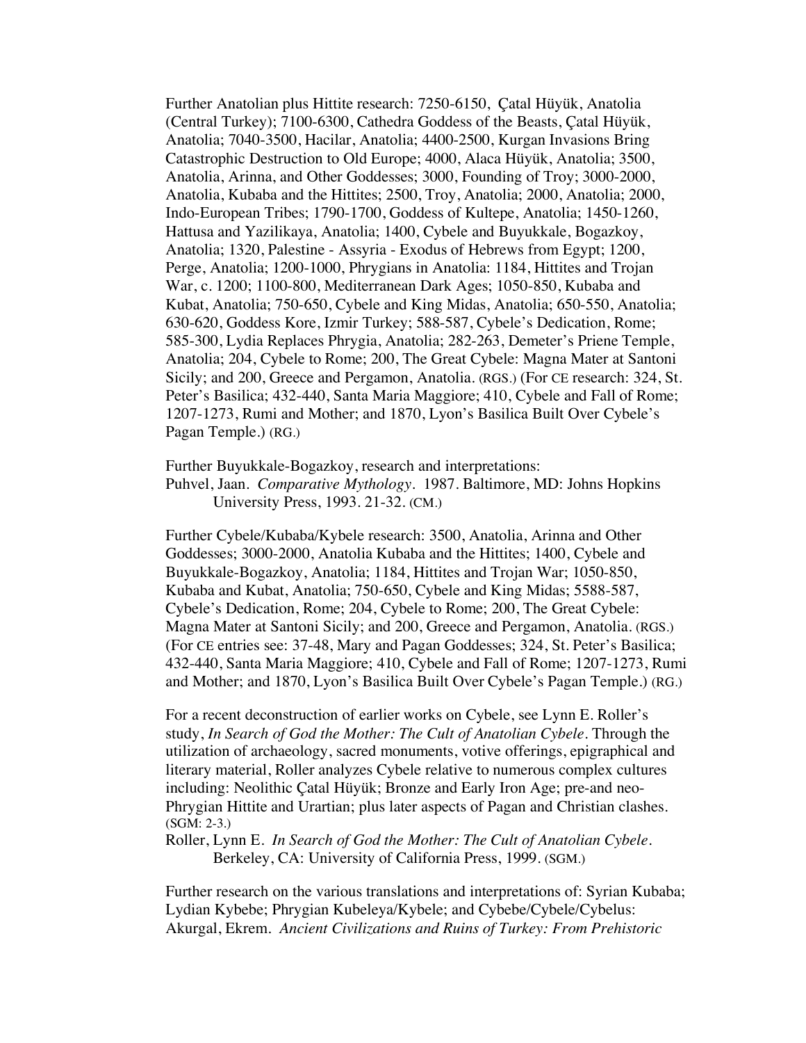Further Anatolian plus Hittite research: 7250-6150, Çatal Hüyük, Anatolia (Central Turkey); 7100-6300, Cathedra Goddess of the Beasts, Çatal Hüyük, Anatolia; 7040-3500, Hacilar, Anatolia; 4400-2500, Kurgan Invasions Bring Catastrophic Destruction to Old Europe; 4000, Alaca Hüyük, Anatolia; 3500, Anatolia, Arinna, and Other Goddesses; 3000, Founding of Troy; 3000-2000, Anatolia, Kubaba and the Hittites; 2500, Troy, Anatolia; 2000, Anatolia; 2000, Indo-European Tribes; 1790-1700, Goddess of Kultepe, Anatolia; 1450-1260, Hattusa and Yazilikaya, Anatolia; 1400, Cybele and Buyukkale, Bogazkoy, Anatolia; 1320, Palestine - Assyria - Exodus of Hebrews from Egypt; 1200, Perge, Anatolia; 1200-1000, Phrygians in Anatolia: 1184, Hittites and Trojan War, c. 1200; 1100-800, Mediterranean Dark Ages; 1050-850, Kubaba and Kubat, Anatolia; 750-650, Cybele and King Midas, Anatolia; 650-550, Anatolia; 630-620, Goddess Kore, Izmir Turkey; 588-587, Cybele's Dedication, Rome; 585-300, Lydia Replaces Phrygia, Anatolia; 282-263, Demeter's Priene Temple, Anatolia; 204, Cybele to Rome; 200, The Great Cybele: Magna Mater at Santoni Sicily; and 200, Greece and Pergamon, Anatolia. (RGS.) (For CE research: 324, St. Peter's Basilica; 432-440, Santa Maria Maggiore; 410, Cybele and Fall of Rome; 1207-1273, Rumi and Mother; and 1870, Lyon's Basilica Built Over Cybele's Pagan Temple.) (RG.)

Further Buyukkale-Bogazkoy, research and interpretations:
Puhvel, Jaan. *Comparative Mythology*. 1987. Baltimore, MD: Johns Hopkins University Press, 1993. 21-32. (CM.)

Further Cybele/Kubaba/Kybele research: 3500, Anatolia, Arinna and Other Goddesses; 3000-2000, Anatolia Kubaba and the Hittites; 1400, Cybele and Buyukkale-Bogazkoy, Anatolia; 1184, Hittites and Trojan War; 1050-850, Kubaba and Kubat, Anatolia; 750-650, Cybele and King Midas; 5588-587, Cybele's Dedication, Rome; 204, Cybele to Rome; 200, The Great Cybele: Magna Mater at Santoni Sicily; and 200, Greece and Pergamon, Anatolia. (RGS.) (For CE entries see: 37-48, Mary and Pagan Goddesses; 324, St. Peter's Basilica; 432-440, Santa Maria Maggiore; 410, Cybele and Fall of Rome; 1207-1273, Rumi and Mother; and 1870, Lyon's Basilica Built Over Cybele's Pagan Temple.) (RG.)

For a recent deconstruction of earlier works on Cybele, see Lynn E. Roller's study, *In Search of God the Mother: The Cult of Anatolian Cybele*. Through the utilization of archaeology, sacred monuments, votive offerings, epigraphical and literary material, Roller analyzes Cybele relative to numerous complex cultures including: Neolithic Çatal Hüyük; Bronze and Early Iron Age; pre-and neo-Phrygian Hittite and Urartian; plus later aspects of Pagan and Christian clashes. (SGM: 2-3.)
Roller, Lynn E. *In Search of God the Mother: The Cult of Anatolian Cybele*. Berkeley, CA: University of California Press, 1999. (SGM.)

Further research on the various translations and interpretations of: Syrian Kubaba; Lydian Kybebe; Phrygian Kubeleya/Kybele; and Cybebe/Cybele/Cybelus:
Akurgal, Ekrem. *Ancient Civilizations and Ruins of Turkey: From Prehistoric*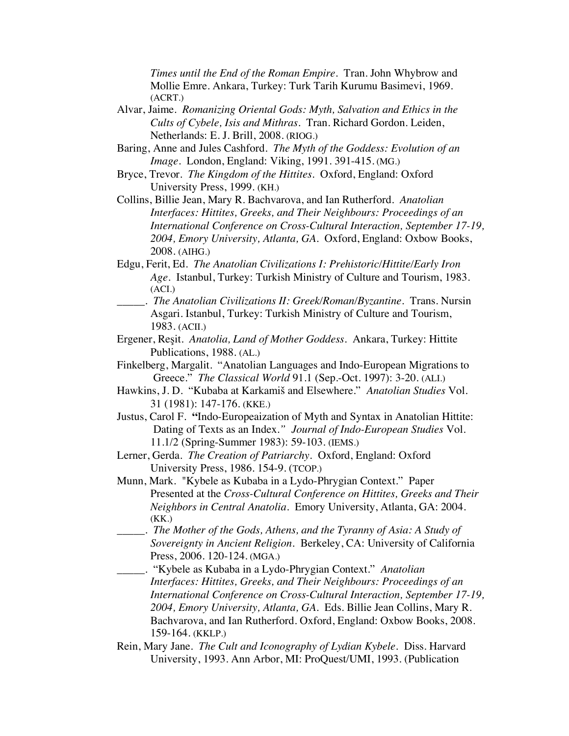*Times until the End of the Roman Empire*. Tran. John Whybrow and Mollie Emre. Ankara, Turkey: Turk Tarih Kurumu Basimevi, 1969. (ACRT.)

Alvar, Jaime. *Romanizing Oriental Gods: Myth, Salvation and Ethics in the Cults of Cybele, Isis and Mithras*. Tran. Richard Gordon. Leiden, Netherlands: E. J. Brill, 2008. (RIOG.)

Baring, Anne and Jules Cashford. *The Myth of the Goddess: Evolution of an Image*. London, England: Viking, 1991. 391-415. (MG.)

Bryce, Trevor. *The Kingdom of the Hittites*. Oxford, England: Oxford University Press, 1999. (KH.)

Collins, Billie Jean, Mary R. Bachvarova, and Ian Rutherford. *Anatolian Interfaces: Hittites, Greeks, and Their Neighbours: Proceedings of an International Conference on Cross-Cultural Interaction, September 17-19, 2004, Emory University, Atlanta, GA*. Oxford, England: Oxbow Books, 2008. (AIHG.)

Edgu, Ferit, Ed. *The Anatolian Civilizations I: Prehistoric/Hittite/Early Iron Age*. Istanbul, Turkey: Turkish Ministry of Culture and Tourism, 1983. (ACI.)

_____. *The Anatolian Civilizations II: Greek/Roman/Byzantine*. Trans. Nursin Asgari. Istanbul, Turkey: Turkish Ministry of Culture and Tourism, 1983. (ACII.)

Ergener, Reşit. *Anatolia, Land of Mother Goddess*. Ankara, Turkey: Hittite Publications, 1988. (AL.)

Finkelberg, Margalit. "Anatolian Languages and Indo-European Migrations to Greece." *The Classical World* 91.1 (Sep.-Oct. 1997): 3-20. (ALI.)

Hawkins, J. D. "Kubaba at Karkamiš and Elsewhere." *Anatolian Studies* Vol. 31 (1981): 147-176. (KKE.)

Justus, Carol F. **"**Indo-Europeaization of Myth and Syntax in Anatolian Hittite: Dating of Texts as an Index." *Journal of Indo-European Studies* Vol. 11.1/2 (Spring-Summer 1983): 59-103. (IEMS.)

Lerner, Gerda. *The Creation of Patriarchy*. Oxford, England: Oxford University Press, 1986. 154-9. (TCOP.)

Munn, Mark. "Kybele as Kubaba in a Lydo-Phrygian Context." Paper Presented at the *Cross-Cultural Conference on Hittites, Greeks and Their Neighbors in Central Anatolia*. Emory University, Atlanta, GA: 2004. (KK.)

_____. *The Mother of the Gods, Athens, and the Tyranny of Asia: A Study of Sovereignty in Ancient Religion*. Berkeley, CA: University of California Press, 2006. 120-124. (MGA.)

_____. "Kybele as Kubaba in a Lydo-Phrygian Context." *Anatolian Interfaces: Hittites, Greeks, and Their Neighbours: Proceedings of an International Conference on Cross-Cultural Interaction, September 17-19, 2004, Emory University, Atlanta, GA*. Eds. Billie Jean Collins, Mary R. Bachvarova, and Ian Rutherford. Oxford, England: Oxbow Books, 2008. 159-164. (KKLP.)

Rein, Mary Jane. *The Cult and Iconography of Lydian Kybele*. Diss. Harvard University, 1993. Ann Arbor, MI: ProQuest/UMI, 1993. (Publication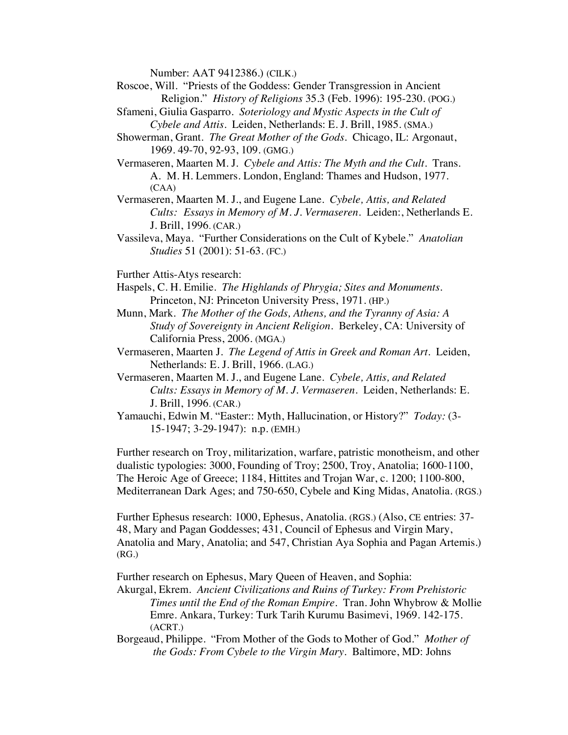Number: AAT 9412386.) (CILK.)

Roscoe, Will. "Priests of the Goddess: Gender Transgression in Ancient Religion." *History of Religions* 35.3 (Feb. 1996): 195-230. (POG.)

Sfameni, Giulia Gasparro. *Soteriology and Mystic Aspects in the Cult of Cybele and Attis*. Leiden, Netherlands: E. J. Brill, 1985. (SMA.)

Showerman, Grant. *The Great Mother of the Gods*. Chicago, IL: Argonaut, 1969. 49-70, 92-93, 109. (GMG.)

Vermaseren, Maarten M. J. *Cybele and Attis: The Myth and the Cult*. Trans. A. M. H. Lemmers. London, England: Thames and Hudson, 1977. (CAA)

Vermaseren, Maarten M. J., and Eugene Lane. *Cybele, Attis, and Related Cults: Essays in Memory of M. J. Vermaseren*. Leiden:, Netherlands E. J. Brill, 1996. (CAR.)

Vassileva, Maya. "Further Considerations on the Cult of Kybele." *Anatolian Studies* 51 (2001): 51-63. (FC.)

Further Attis-Atys research:

Haspels, C. H. Emilie. *The Highlands of Phrygia; Sites and Monuments*. Princeton, NJ: Princeton University Press, 1971. (HP.)

Munn, Mark. *The Mother of the Gods, Athens, and the Tyranny of Asia: A Study of Sovereignty in Ancient Religion*. Berkeley, CA: University of California Press, 2006. (MGA.)

Vermaseren, Maarten J. *The Legend of Attis in Greek and Roman Art*. Leiden, Netherlands: E. J. Brill, 1966. (LAG.)

Vermaseren, Maarten M. J., and Eugene Lane. *Cybele, Attis, and Related Cults: Essays in Memory of M. J. Vermaseren*. Leiden, Netherlands: E. J. Brill, 1996. (CAR.)

Yamauchi, Edwin M. "Easter:: Myth, Hallucination, or History?" *Today:* (3-15-1947; 3-29-1947): n.p. (EMH.)

Further research on Troy, militarization, warfare, patristic monotheism, and other dualistic typologies: 3000, Founding of Troy; 2500, Troy, Anatolia; 1600-1100, The Heroic Age of Greece; 1184, Hittites and Trojan War, c. 1200; 1100-800, Mediterranean Dark Ages; and 750-650, Cybele and King Midas, Anatolia. (RGS.)

Further Ephesus research: 1000, Ephesus, Anatolia. (RGS.) (Also, CE entries: 37-48, Mary and Pagan Goddesses; 431, Council of Ephesus and Virgin Mary, Anatolia and Mary, Anatolia; and 547, Christian Aya Sophia and Pagan Artemis.) (RG.)

Further research on Ephesus, Mary Queen of Heaven, and Sophia:

Akurgal, Ekrem. *Ancient Civilizations and Ruins of Turkey: From Prehistoric Times until the End of the Roman Empire*. Tran. John Whybrow & Mollie Emre. Ankara, Turkey: Turk Tarih Kurumu Basimevi, 1969. 142-175. (ACRT.)

Borgeaud, Philippe. "From Mother of the Gods to Mother of God." *Mother of the Gods: From Cybele to the Virgin Mary*. Baltimore, MD: Johns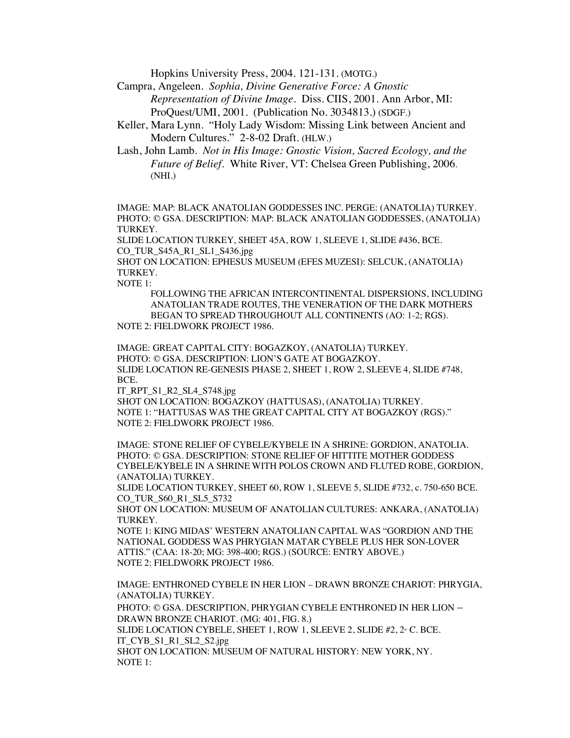Hopkins University Press, 2004. 121-131. (MOTG.)

Campra, Angeleen. *Sophia, Divine Generative Force: A Gnostic Representation of Divine Image*. Diss. CIIS, 2001. Ann Arbor, MI: ProQuest/UMI, 2001. (Publication No. 3034813.) (SDGF.)

Keller, Mara Lynn. "Holy Lady Wisdom: Missing Link between Ancient and Modern Cultures." 2-8-02 Draft. (HLW.)

Lash, John Lamb. *Not in His Image: Gnostic Vision, Sacred Ecology, and the Future of Belief*. White River, VT: Chelsea Green Publishing, 2006. (NHI.)

IMAGE: MAP: BLACK ANATOLIAN GODDESSES INC. PERGE: (ANATOLIA) TURKEY.
PHOTO: © GSA. DESCRIPTION: MAP: BLACK ANATOLIAN GODDESSES, (ANATOLIA) TURKEY.
SLIDE LOCATION TURKEY, SHEET 45A, ROW 1, SLEEVE 1, SLIDE #436, BCE.
CO_TUR_S45A_R1_SL1_S436.jpg
SHOT ON LOCATION: EPHESUS MUSEUM (EFES MUZESI): SELCUK, (ANATOLIA) TURKEY.
NOTE 1:

FOLLOWING THE AFRICAN INTERCONTINENTAL DISPERSIONS, INCLUDING ANATOLIAN TRADE ROUTES, THE VENERATION OF THE DARK MOTHERS BEGAN TO SPREAD THROUGHOUT ALL CONTINENTS (AO: 1-2; RGS).

NOTE 2: FIELDWORK PROJECT 1986.

IMAGE: GREAT CAPITAL CITY: BOGAZKOY, (ANATOLIA) TURKEY.
PHOTO: © GSA. DESCRIPTION: LION'S GATE AT BOGAZKOY.
SLIDE LOCATION RE-GENESIS PHASE 2, SHEET 1, ROW 2, SLEEVE 4, SLIDE #748, BCE.
IT_RPT_S1_R2_SL4_S748.jpg
SHOT ON LOCATION: BOGAZKOY (HATTUSAS), (ANATOLIA) TURKEY.
NOTE 1: "HATTUSAS WAS THE GREAT CAPITAL CITY AT BOGAZKOY (RGS)."
NOTE 2: FIELDWORK PROJECT 1986.

IMAGE: STONE RELIEF OF CYBELE/KYBELE IN A SHRINE: GORDION, ANATOLIA.
PHOTO: © GSA. DESCRIPTION: STONE RELIEF OF HITTITE MOTHER GODDESS CYBELE/KYBELE IN A SHRINE WITH POLOS CROWN AND FLUTED ROBE, GORDION, (ANATOLIA) TURKEY.
SLIDE LOCATION TURKEY, SHEET 60, ROW 1, SLEEVE 5, SLIDE #732, c. 750-650 BCE.
CO_TUR_S60_R1_SL5_S732
SHOT ON LOCATION: MUSEUM OF ANATOLIAN CULTURES: ANKARA, (ANATOLIA) TURKEY.
NOTE 1: KING MIDAS' WESTERN ANATOLIAN CAPITAL WAS "GORDION AND THE NATIONAL GODDESS WAS PHRYGIAN MATAR CYBELE PLUS HER SON-LOVER ATTIS." (CAA: 18-20; MG: 398-400; RGS.) (SOURCE: ENTRY ABOVE.)
NOTE 2: FIELDWORK PROJECT 1986.

IMAGE: ENTHRONED CYBELE IN HER LION – DRAWN BRONZE CHARIOT: PHRYGIA, (ANATOLIA) TURKEY.
PHOTO: © GSA. DESCRIPTION, PHRYGIAN CYBELE ENTHRONED IN HER LION – DRAWN BRONZE CHARIOT. (MG: 401, FIG. 8.)
SLIDE LOCATION CYBELE, SHEET 1, ROW 1, SLEEVE 2, SLIDE #2, 2nd C. BCE.
IT_CYB_S1_R1_SL2_S2.jpg
SHOT ON LOCATION: MUSEUM OF NATURAL HISTORY: NEW YORK, NY.
NOTE 1: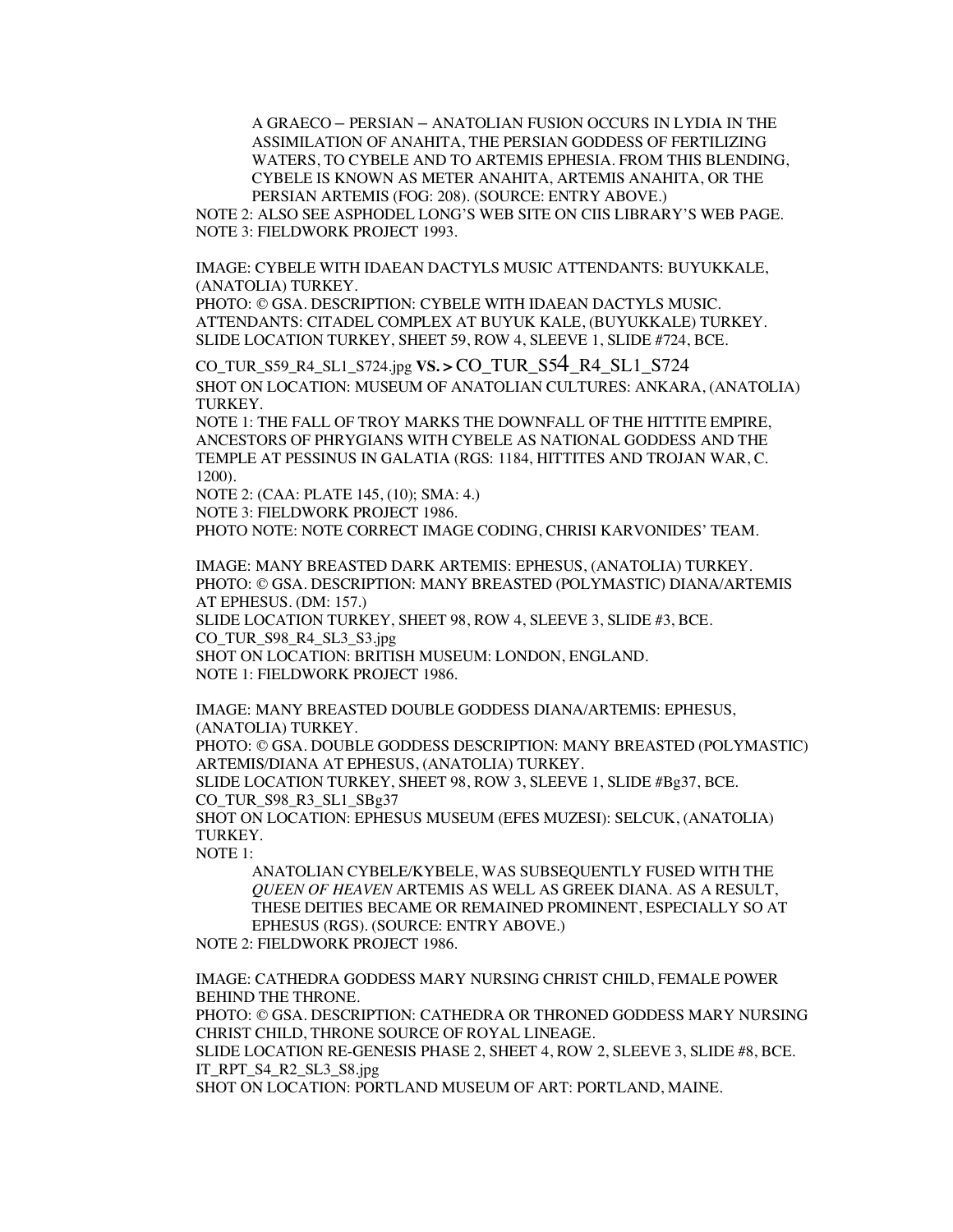> A GRAECO – PERSIAN – ANATOLIAN FUSION OCCURS IN LYDIA IN THE ASSIMILATION OF ANAHITA, THE PERSIAN GODDESS OF FERTILIZING WATERS, TO CYBELE AND TO ARTEMIS EPHESIA. FROM THIS BLENDING, CYBELE IS KNOWN AS METER ANAHITA, ARTEMIS ANAHITA, OR THE PERSIAN ARTEMIS (FOG: 208). (SOURCE: ENTRY ABOVE.)

NOTE 2: ALSO SEE ASPHODEL LONG'S WEB SITE ON CIIS LIBRARY'S WEB PAGE.
NOTE 3: FIELDWORK PROJECT 1993.

IMAGE: CYBELE WITH IDAEAN DACTYLS MUSIC ATTENDANTS: BUYUKKALE, (ANATOLIA) TURKEY.
PHOTO: © GSA. DESCRIPTION: CYBELE WITH IDAEAN DACTYLS MUSIC. ATTENDANTS: CITADEL COMPLEX AT BUYUK KALE, (BUYUKKALE) TURKEY.
SLIDE LOCATION TURKEY, SHEET 59, ROW 4, SLEEVE 1, SLIDE #724, BCE.
CO_TUR_S59_R4_SL1_S724.jpg **VS.>** CO_TUR_S54_R4_SL1_S724
SHOT ON LOCATION: MUSEUM OF ANATOLIAN CULTURES: ANKARA, (ANATOLIA) TURKEY.
NOTE 1: THE FALL OF TROY MARKS THE DOWNFALL OF THE HITTITE EMPIRE, ANCESTORS OF PHRYGIANS WITH CYBELE AS NATIONAL GODDESS AND THE TEMPLE AT PESSINUS IN GALATIA (RGS: 1184, HITTITES AND TROJAN WAR, C. 1200).
NOTE 2: (CAA: PLATE 145, (10); SMA: 4.)
NOTE 3: FIELDWORK PROJECT 1986.
PHOTO NOTE: NOTE CORRECT IMAGE CODING, CHRISI KARVONIDES' TEAM.

IMAGE: MANY BREASTED DARK ARTEMIS: EPHESUS, (ANATOLIA) TURKEY.
PHOTO: © GSA. DESCRIPTION: MANY BREASTED (POLYMASTIC) DIANA/ARTEMIS AT EPHESUS. (DM: 157.)
SLIDE LOCATION TURKEY, SHEET 98, ROW 4, SLEEVE 3, SLIDE #3, BCE.
CO_TUR_S98_R4_SL3_S3.jpg
SHOT ON LOCATION: BRITISH MUSEUM: LONDON, ENGLAND.
NOTE 1: FIELDWORK PROJECT 1986.

IMAGE: MANY BREASTED DOUBLE GODDESS DIANA/ARTEMIS: EPHESUS, (ANATOLIA) TURKEY.
PHOTO: © GSA. DOUBLE GODDESS DESCRIPTION: MANY BREASTED (POLYMASTIC) ARTEMIS/DIANA AT EPHESUS, (ANATOLIA) TURKEY.
SLIDE LOCATION TURKEY, SHEET 98, ROW 3, SLEEVE 1, SLIDE #Bg37, BCE.
CO_TUR_S98_R3_SL1_SBg37
SHOT ON LOCATION: EPHESUS MUSEUM (EFES MUZESI): SELCUK, (ANATOLIA) TURKEY.
NOTE 1:

> ANATOLIAN CYBELE/KYBELE, WAS SUBSEQUENTLY FUSED WITH THE *QUEEN OF HEAVEN* ARTEMIS AS WELL AS GREEK DIANA. AS A RESULT, THESE DEITIES BECAME OR REMAINED PROMINENT, ESPECIALLY SO AT EPHESUS (RGS). (SOURCE: ENTRY ABOVE.)

NOTE 2: FIELDWORK PROJECT 1986.

IMAGE: CATHEDRA GODDESS MARY NURSING CHRIST CHILD, FEMALE POWER BEHIND THE THRONE.
PHOTO: © GSA. DESCRIPTION: CATHEDRA OR THRONED GODDESS MARY NURSING CHRIST CHILD, THRONE SOURCE OF ROYAL LINEAGE.
SLIDE LOCATION RE-GENESIS PHASE 2, SHEET 4, ROW 2, SLEEVE 3, SLIDE #8, BCE.
IT_RPT_S4_R2_SL3_S8.jpg
SHOT ON LOCATION: PORTLAND MUSEUM OF ART: PORTLAND, MAINE.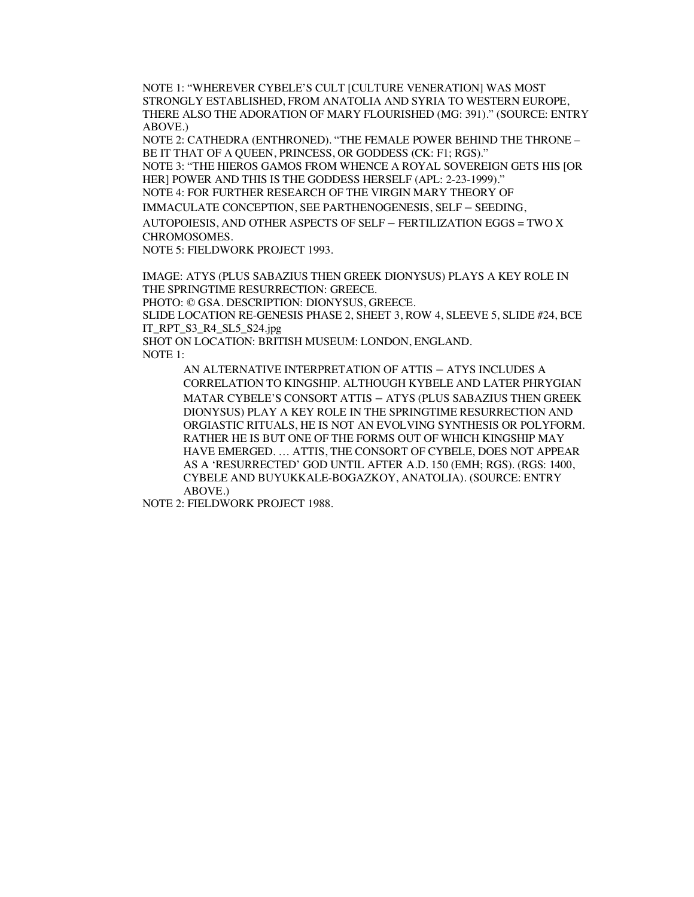NOTE 1: "WHEREVER CYBELE'S CULT [CULTURE VENERATION] WAS MOST STRONGLY ESTABLISHED, FROM ANATOLIA AND SYRIA TO WESTERN EUROPE, THERE ALSO THE ADORATION OF MARY FLOURISHED (MG: 391)." (SOURCE: ENTRY ABOVE.)

NOTE 2: CATHEDRA (ENTHRONED). "THE FEMALE POWER BEHIND THE THRONE – BE IT THAT OF A QUEEN, PRINCESS, OR GODDESS (CK: F1; RGS)."

NOTE 3: "THE HIEROS GAMOS FROM WHENCE A ROYAL SOVEREIGN GETS HIS [OR HER] POWER AND THIS IS THE GODDESS HERSELF (APL: 2-23-1999)."

NOTE 4: FOR FURTHER RESEARCH OF THE VIRGIN MARY THEORY OF IMMACULATE CONCEPTION, SEE PARTHENOGENESIS, SELF – SEEDING, AUTOPOIESIS, AND OTHER ASPECTS OF SELF – FERTILIZATION EGGS = TWO X CHROMOSOMES.

NOTE 5: FIELDWORK PROJECT 1993.

IMAGE: ATYS (PLUS SABAZIUS THEN GREEK DIONYSUS) PLAYS A KEY ROLE IN THE SPRINGTIME RESURRECTION: GREECE.

PHOTO: © GSA. DESCRIPTION: DIONYSUS, GREECE.

SLIDE LOCATION RE-GENESIS PHASE 2, SHEET 3, ROW 4, SLEEVE 5, SLIDE #24, BCE IT_RPT_S3_R4_SL5_S24.jpg

SHOT ON LOCATION: BRITISH MUSEUM: LONDON, ENGLAND.

NOTE 1:

> AN ALTERNATIVE INTERPRETATION OF ATTIS – ATYS INCLUDES A CORRELATION TO KINGSHIP. ALTHOUGH KYBELE AND LATER PHRYGIAN MATAR CYBELE'S CONSORT ATTIS – ATYS (PLUS SABAZIUS THEN GREEK DIONYSUS) PLAY A KEY ROLE IN THE SPRINGTIME RESURRECTION AND ORGIASTIC RITUALS, HE IS NOT AN EVOLVING SYNTHESIS OR POLYFORM. RATHER HE IS BUT ONE OF THE FORMS OUT OF WHICH KINGSHIP MAY HAVE EMERGED. … ATTIS, THE CONSORT OF CYBELE, DOES NOT APPEAR AS A 'RESURRECTED' GOD UNTIL AFTER A.D. 150 (EMH; RGS). (RGS: 1400, CYBELE AND BUYUKKALE-BOGAZKOY, ANATOLIA). (SOURCE: ENTRY ABOVE.)

NOTE 2: FIELDWORK PROJECT 1988.